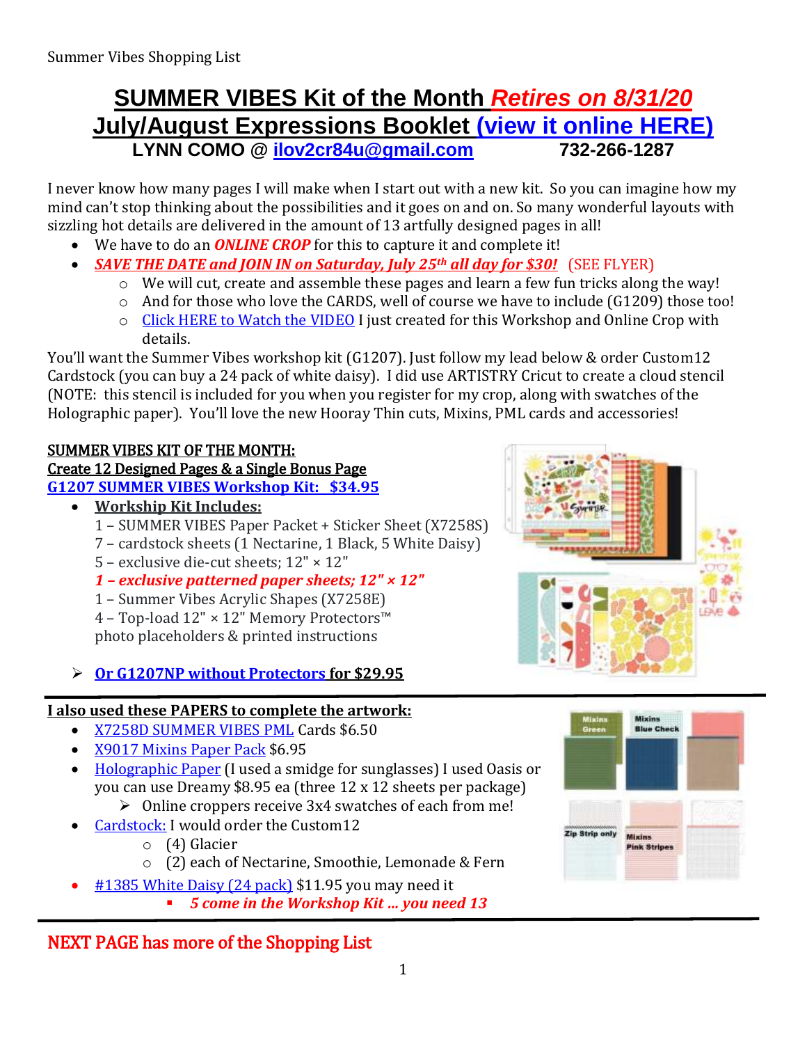Summer Vibes Shopping List

# SUMMER VIBES Kit of the Month *Retires on 8/31/20*

## July/August Expressions Booklet (view it online HERE)

**LYNN COMO @ ilov2cr84u@gmail.com 732-266-1287**

I never know how many pages I will make when I start out with a new kit. So you can imagine how my mind can't stop thinking about the possibilities and it goes on and on. So many wonderful layouts with sizzling hot details are delivered in the amount of 13 artfully designed pages in all!

- We have to do an ***ONLINE CROP*** for this to capture it and complete it!
- ***SAVE THE DATE and JOIN IN on Saturday, July 25th all day for $30!*** (SEE FLYER)
  - We will cut, create and assemble these pages and learn a few fun tricks along the way!
  - And for those who love the CARDS, well of course we have to include (G1209) those too!
  - Click HERE to Watch the VIDEO I just created for this Workshop and Online Crop with details.

You'll want the Summer Vibes workshop kit (G1207). Just follow my lead below & order Custom12 Cardstock (you can buy a 24 pack of white daisy). I did use ARTISTRY Cricut to create a cloud stencil (NOTE: this stencil is included for you when you register for my crop, along with swatches of the Holographic paper). You'll love the new Hooray Thin cuts, Mixins, PML cards and accessories!

**SUMMER VIBES KIT OF THE MONTH:**
**Create 12 Designed Pages & a Single Bonus Page**
**G1207 SUMMER VIBES Workshop Kit: $34.95**

- **Workship Kit Includes:**
  1 – SUMMER VIBES Paper Packet + Sticker Sheet (X7258S)
  7 – cardstock sheets (1 Nectarine, 1 Black, 5 White Daisy)
  5 – exclusive die-cut sheets; 12" × 12"
  ***1 – exclusive patterned paper sheets; 12" × 12"***
  1 – Summer Vibes Acrylic Shapes (X7258E)
  4 – Top-load 12" × 12" Memory Protectors™
  photo placeholders & printed instructions

- **Or G1207NP without Protectors for $29.95**

**I also used these PAPERS to complete the artwork:**

- X7258D SUMMER VIBES PML Cards $6.50
- X9017 Mixins Paper Pack $6.95
- Holographic Paper (I used a smidge for sunglasses) I used Oasis or you can use Dreamy $8.95 ea (three 12 x 12 sheets per package)
  - Online croppers receive 3x4 swatches of each from me!
- Cardstock: I would order the Custom12
  - (4) Glacier
  - (2) each of Nectarine, Smoothie, Lemonade & Fern
- #1385 White Daisy (24 pack) $11.95 you may need it
  - ***5 come in the Workshop Kit ... you need 13***

NEXT PAGE has more of the Shopping List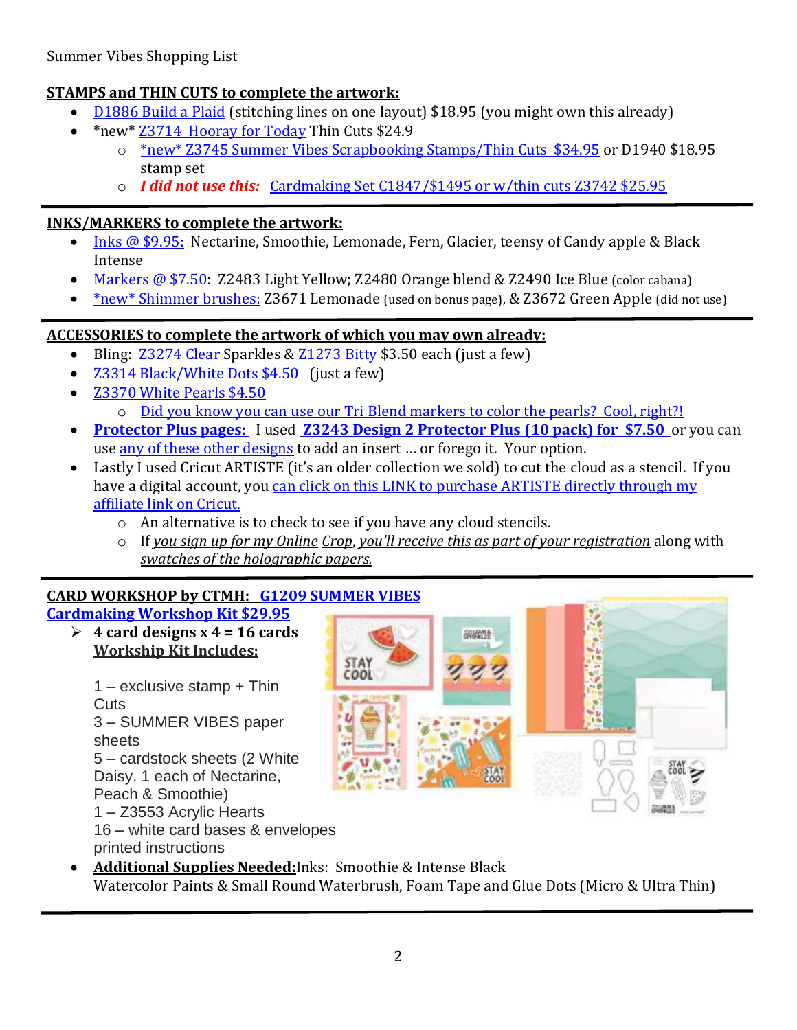Summer Vibes Shopping List

**STAMPS and THIN CUTS to complete the artwork:**

- D1886 Build a Plaid (stitching lines on one layout) $18.95 (you might own this already)
- *new* Z3714 Hooray for Today Thin Cuts $24.9
  - *new* Z3745 Summer Vibes Scrapbooking Stamps/Thin Cuts $34.95 or D1940 $18.95 stamp set
  - ***I did not use this:*** Cardmaking Set C1847/$1495 or w/thin cuts Z3742 $25.95

---

**INKS/MARKERS to complete the artwork:**

- Inks @ $9.95: Nectarine, Smoothie, Lemonade, Fern, Glacier, teensy of Candy apple & Black Intense
- Markers @ $7.50: Z2483 Light Yellow; Z2480 Orange blend & Z2490 Ice Blue (color cabana)
- *new* Shimmer brushes: Z3671 Lemonade (used on bonus page), & Z3672 Green Apple (did not use)

---

**ACCESSORIES to complete the artwork of which you may own already:**

- Bling: Z3274 Clear Sparkles & Z1273 Bitty $3.50 each (just a few)
- Z3314 Black/White Dots $4.50 (just a few)
- Z3370 White Pearls $4.50
  - Did you know you can use our Tri Blend markers to color the pearls? Cool, right?!
- **Protector Plus pages:** I used **Z3243 Design 2 Protector Plus (10 pack) for $7.50** or you can use any of these other designs to add an insert … or forego it. Your option.
- Lastly I used Cricut ARTISTE (it's an older collection we sold) to cut the cloud as a stencil. If you have a digital account, you can click on this LINK to purchase ARTISTE directly through my affiliate link on Cricut.
  - An alternative is to check to see if you have any cloud stencils.
  - If *you sign up for my Online Crop*, *you'll receive this as part of your registration* along with *swatches of the holographic papers.*

---

**CARD WORKSHOP by CTMH: G1209 SUMMER VIBES Cardmaking Workshop Kit $29.95**

- **4 card designs x 4 = 16 cards**
  **Workship Kit Includes:**

  1 – exclusive stamp + Thin Cuts
  3 – SUMMER VIBES paper sheets
  5 – cardstock sheets (2 White Daisy, 1 each of Nectarine, Peach & Smoothie)
  1 – Z3553 Acrylic Hearts
  16 – white card bases & envelopes
  printed instructions

- **Additional Supplies Needed:** Inks: Smoothie & Intense Black
  Watercolor Paints & Small Round Waterbrush, Foam Tape and Glue Dots (Micro & Ultra Thin)

---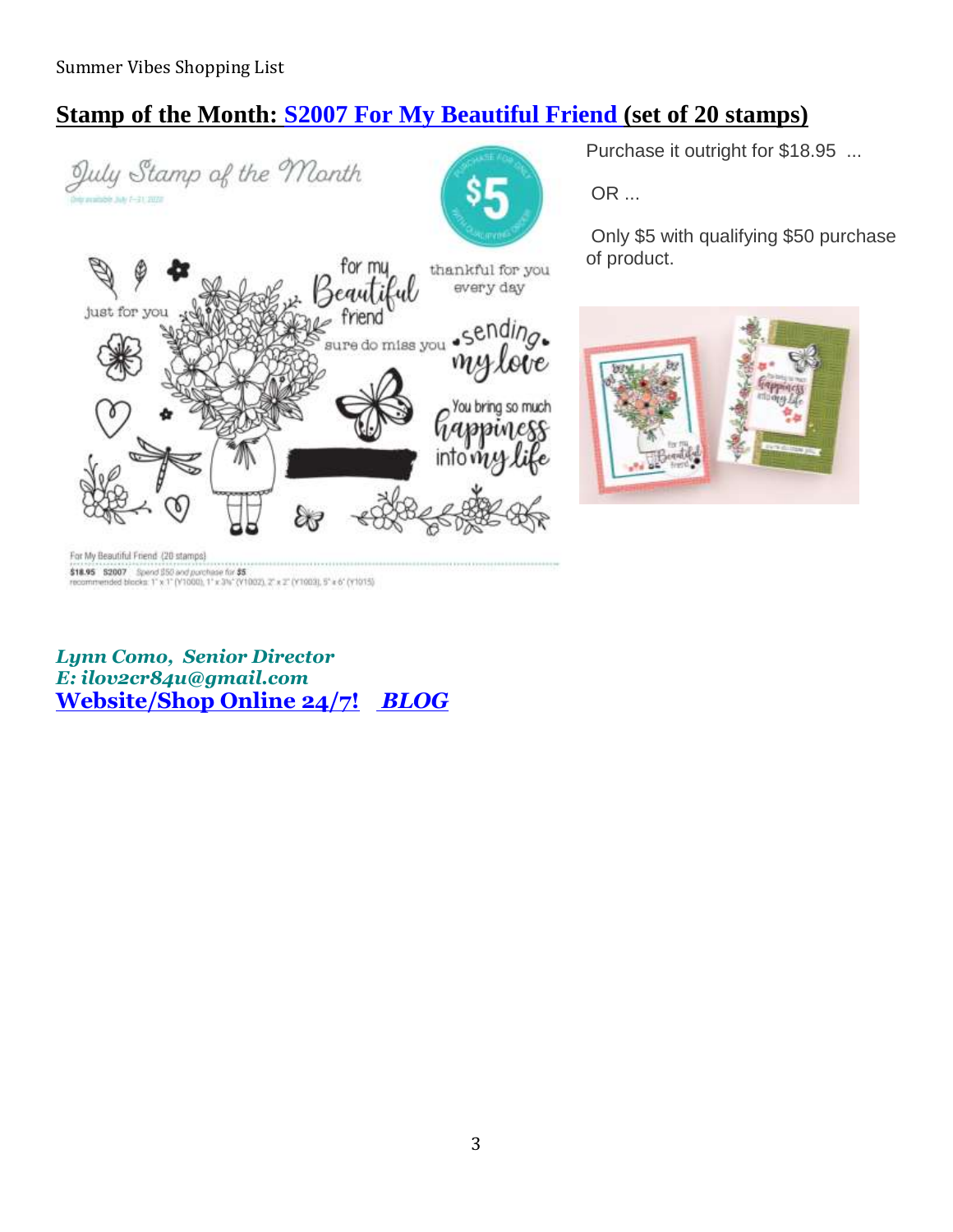Summer Vibes Shopping List

## **Stamp of the Month: S2007 For My Beautiful Friend (set of 20 stamps)**

Purchase it outright for $18.95 ...

OR ...

Only $5 with qualifying $50 purchase of product.

***Lynn Como, Senior Director***
***E: ilov2cr84u@gmail.com***
**Website/Shop Online 24/7!** ***BLOG***